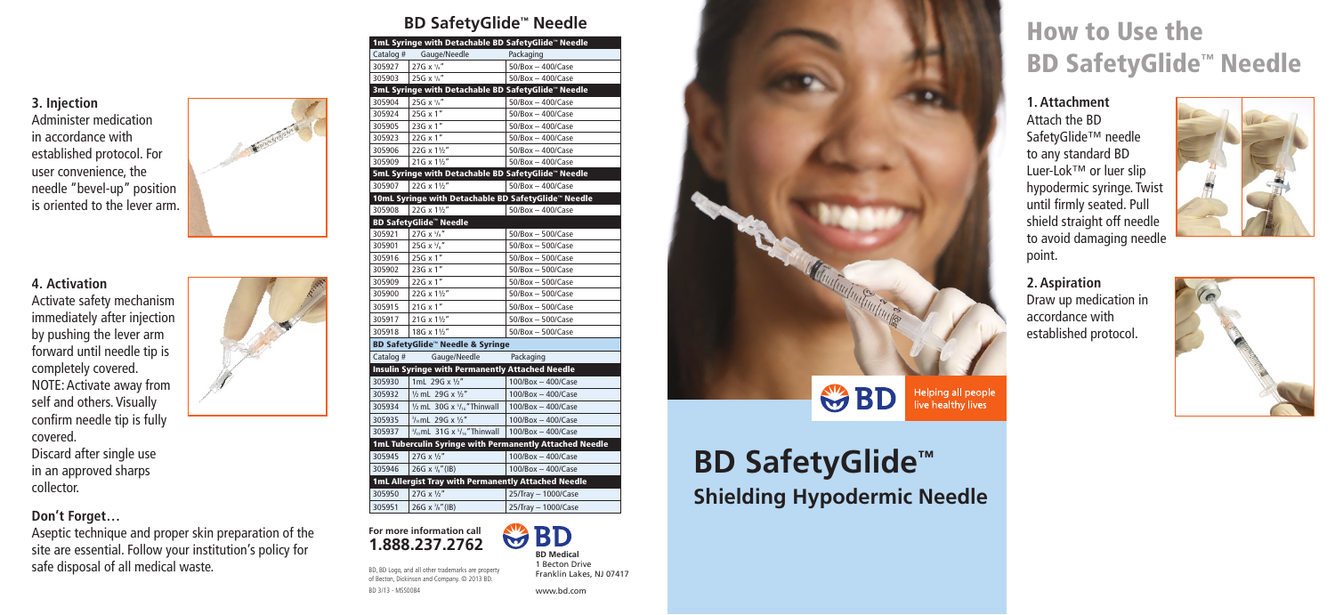### 3. Injection

Administer medication in accordance with established protocol. For user convenience, the needle "bevel-up" position is oriented to the lever arm.

### 4. Activation

Activate safety mechanism immediately after injection by pushing the lever arm forward until needle tip is completely covered.

NOTE: Activate away from self and others. Visually confirm needle tip is fully covered.

Discard after single use in an approved sharps collector.

### Don't Forget…

Aseptic technique and proper skin preparation of the site are essential. Follow your institution's policy for safe disposal of all medical waste.

## BD SafetyGlide™ Needle

| Catalog # | Gauge/Needle | Packaging |
|---|---|---|
| **1mL Syringe with Detachable BD SafetyGlide™ Needle** | | |
| 305927 | 27G x 5/8" | 50/Box – 400/Case |
| 305903 | 25G x 5/8" | 50/Box – 400/Case |
| **3mL Syringe with Detachable BD SafetyGlide™ Needle** | | |
| 305904 | 25G x 5/8" | 50/Box – 400/Case |
| 305924 | 25G x 1" | 50/Box – 400/Case |
| 305905 | 23G x 1" | 50/Box – 400/Case |
| 305923 | 22G x 1" | 50/Box – 400/Case |
| 305906 | 22G x 1½" | 50/Box – 400/Case |
| 305909 | 21G x 1½" | 50/Box – 400/Case |
| **5mL Syringe with Detachable BD SafetyGlide™ Needle** | | |
| 305907 | 22G x 1½" | 50/Box – 400/Case |
| **10mL Syringe with Detachable BD SafetyGlide™ Needle** | | |
| 305908 | 22G x 1½" | 50/Box – 400/Case |
| **BD SafetyGlide™ Needle** | | |
| 305921 | 27G x 5/8" | 50/Box – 500/Case |
| 305901 | 25G x 5/8" | 50/Box – 500/Case |
| 305916 | 25G x 1" | 50/Box – 500/Case |
| 305902 | 23G x 1" | 50/Box – 500/Case |
| 305909 | 22G x 1" | 50/Box – 500/Case |
| 305900 | 22G x 1½" | 50/Box – 500/Case |
| 305915 | 21G x 1" | 50/Box – 500/Case |
| 305917 | 21G x 1½" | 50/Box – 500/Case |
| 305918 | 18G x 1½" | 50/Box – 500/Case |

**BD SafetyGlide™ Needle & Syringe**

| Catalog # | Gauge/Needle | Packaging |
|---|---|---|
| **Insulin Syringe with Permanently Attached Needle** | | |
| 305930 | 1mL 29G x ½" | 100/Box – 400/Case |
| 305932 | ½ mL 29G x ½" | 100/Box – 400/Case |
| 305934 | ½ mL 30G x 5/16" Thinwall | 100/Box – 400/Case |
| 305935 | 3/10mL 29G x ½" | 100/Box – 400/Case |
| 305937 | 3/10mL 31G x 5/16" Thinwall | 100/Box – 400/Case |
| **1mL Tuberculin Syringe with Permanently Attached Needle** | | |
| 305945 | 27G x ½" | 100/Box – 400/Case |
| 305946 | 26G x 3/8" (IB) | 100/Box – 400/Case |
| **1mL Allergist Tray with Permanently Attached Needle** | | |
| 305950 | 27G x ½" | 25/Tray – 1000/Case |
| 305951 | 26G x 3/8" (IB) | 25/Tray – 1000/Case |

For more information call
**1.888.237.2762**

BD, BD Logo, and all other trademarks are property of Becton, Dickinson and Company. © 2013 BD.

BD 3/13 - MS50084

**BD Medical**
1 Becton Drive
Franklin Lakes, NJ 07417

www.bd.com

BD Helping all people live healthy lives

# BD SafetyGlide™

## Shielding Hypodermic Needle

# How to Use the BD SafetyGlide™ Needle

### 1. Attachment

Attach the BD SafetyGlide™ needle to any standard BD Luer-Lok™ or luer slip hypodermic syringe. Twist until firmly seated. Pull shield straight off needle to avoid damaging needle point.

### 2. Aspiration

Draw up medication in accordance with established protocol.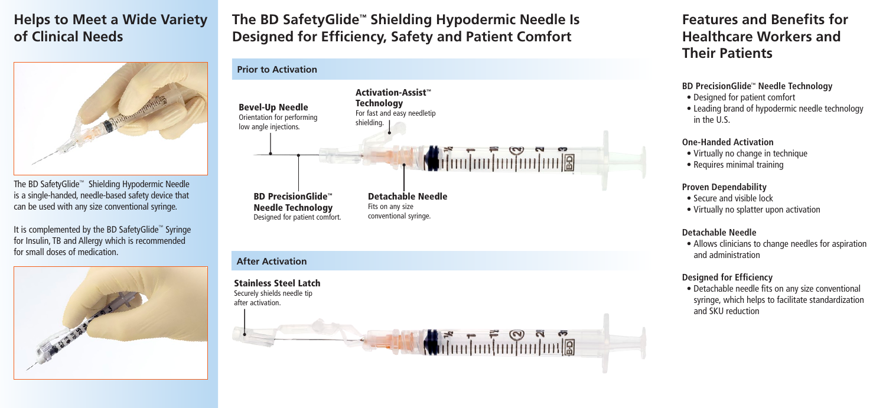## Helps to Meet a Wide Variety of Clinical Needs

The BD SafetyGlide™ Shielding Hypodermic Needle is a single-handed, needle-based safety device that can be used with any size conventional syringe.

It is complemented by the BD SafetyGlide™ Syringe for Insulin, TB and Allergy which is recommended for small doses of medication.

## The BD SafetyGlide™ Shielding Hypodermic Needle Is Designed for Efficiency, Safety and Patient Comfort

### Prior to Activation

**Bevel-Up Needle**
Orientation for performing low angle injections.

**Activation-Assist™ Technology**
For fast and easy needletip shielding.

**BD PrecisionGlide™ Needle Technology**
Designed for patient comfort.

**Detachable Needle**
Fits on any size conventional syringe.

### After Activation

**Stainless Steel Latch**
Securely shields needle tip after activation.

## Features and Benefits for Healthcare Workers and Their Patients

**BD PrecisionGlide™ Needle Technology**

- Designed for patient comfort
- Leading brand of hypodermic needle technology in the U.S.

**One-Handed Activation**

- Virtually no change in technique
- Requires minimal training

**Proven Dependability**

- Secure and visible lock
- Virtually no splatter upon activation

**Detachable Needle**

- Allows clinicians to change needles for aspiration and administration

**Designed for Efficiency**

- Detachable needle fits on any size conventional syringe, which helps to facilitate standardization and SKU reduction